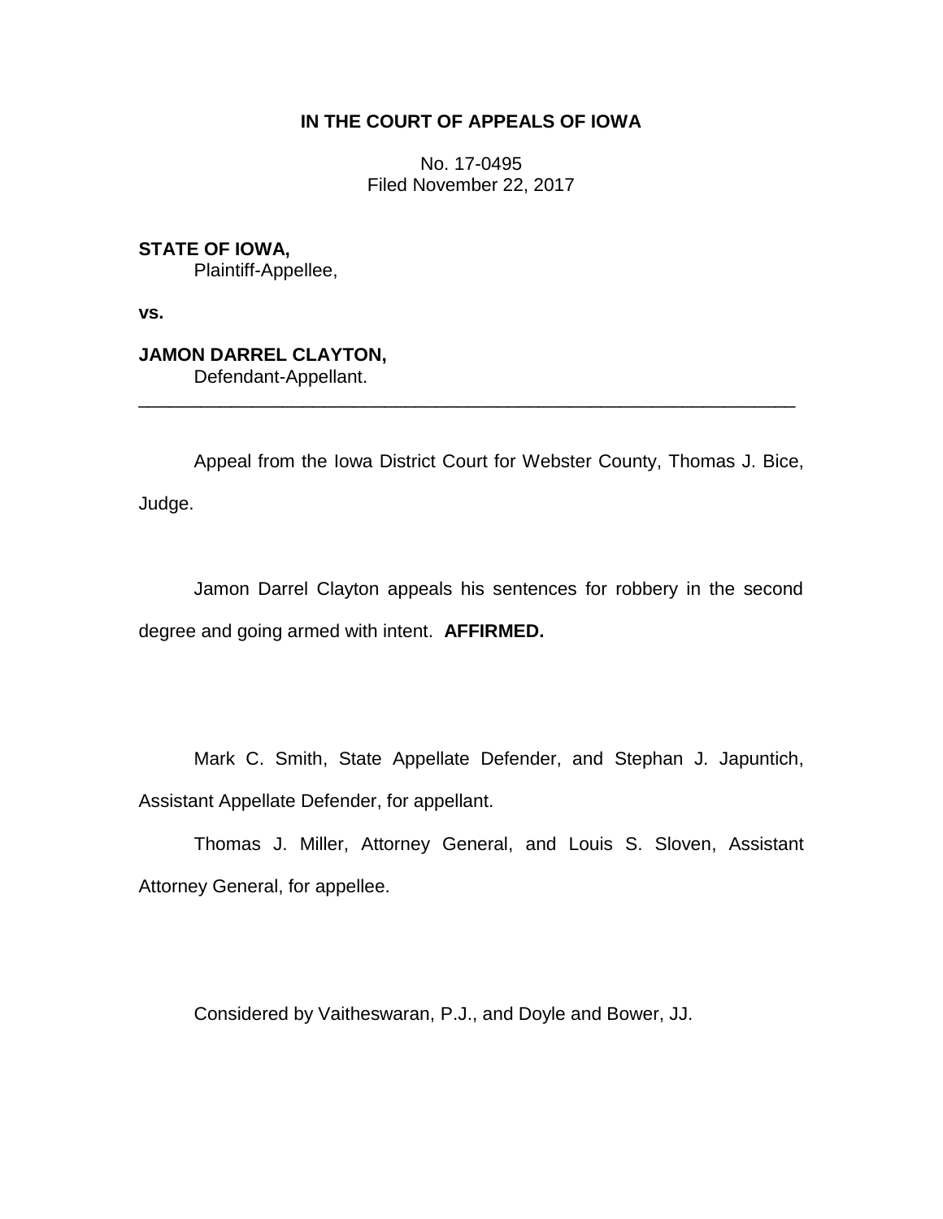**IN THE COURT OF APPEALS OF IOWA**

No. 17-0495
Filed November 22, 2017

**STATE OF IOWA,**
Plaintiff-Appellee,

**vs.**

**JAMON DARREL CLAYTON,**
Defendant-Appellant.

---

Appeal from the Iowa District Court for Webster County, Thomas J. Bice, Judge.

Jamon Darrel Clayton appeals his sentences for robbery in the second degree and going armed with intent. **AFFIRMED.**

Mark C. Smith, State Appellate Defender, and Stephan J. Japuntich, Assistant Appellate Defender, for appellant.

Thomas J. Miller, Attorney General, and Louis S. Sloven, Assistant Attorney General, for appellee.

Considered by Vaitheswaran, P.J., and Doyle and Bower, JJ.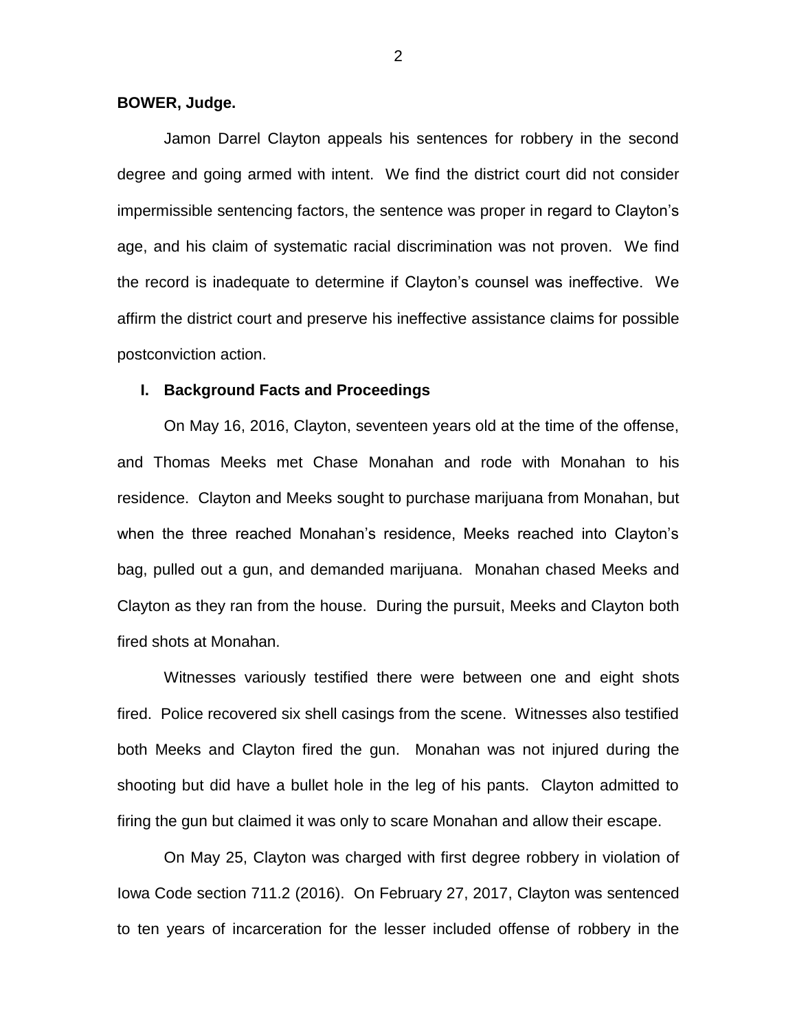**BOWER, Judge.**

Jamon Darrel Clayton appeals his sentences for robbery in the second degree and going armed with intent. We find the district court did not consider impermissible sentencing factors, the sentence was proper in regard to Clayton's age, and his claim of systematic racial discrimination was not proven. We find the record is inadequate to determine if Clayton's counsel was ineffective. We affirm the district court and preserve his ineffective assistance claims for possible postconviction action.

## I. Background Facts and Proceedings

On May 16, 2016, Clayton, seventeen years old at the time of the offense, and Thomas Meeks met Chase Monahan and rode with Monahan to his residence. Clayton and Meeks sought to purchase marijuana from Monahan, but when the three reached Monahan's residence, Meeks reached into Clayton's bag, pulled out a gun, and demanded marijuana. Monahan chased Meeks and Clayton as they ran from the house. During the pursuit, Meeks and Clayton both fired shots at Monahan.

Witnesses variously testified there were between one and eight shots fired. Police recovered six shell casings from the scene. Witnesses also testified both Meeks and Clayton fired the gun. Monahan was not injured during the shooting but did have a bullet hole in the leg of his pants. Clayton admitted to firing the gun but claimed it was only to scare Monahan and allow their escape.

On May 25, Clayton was charged with first degree robbery in violation of Iowa Code section 711.2 (2016). On February 27, 2017, Clayton was sentenced to ten years of incarceration for the lesser included offense of robbery in the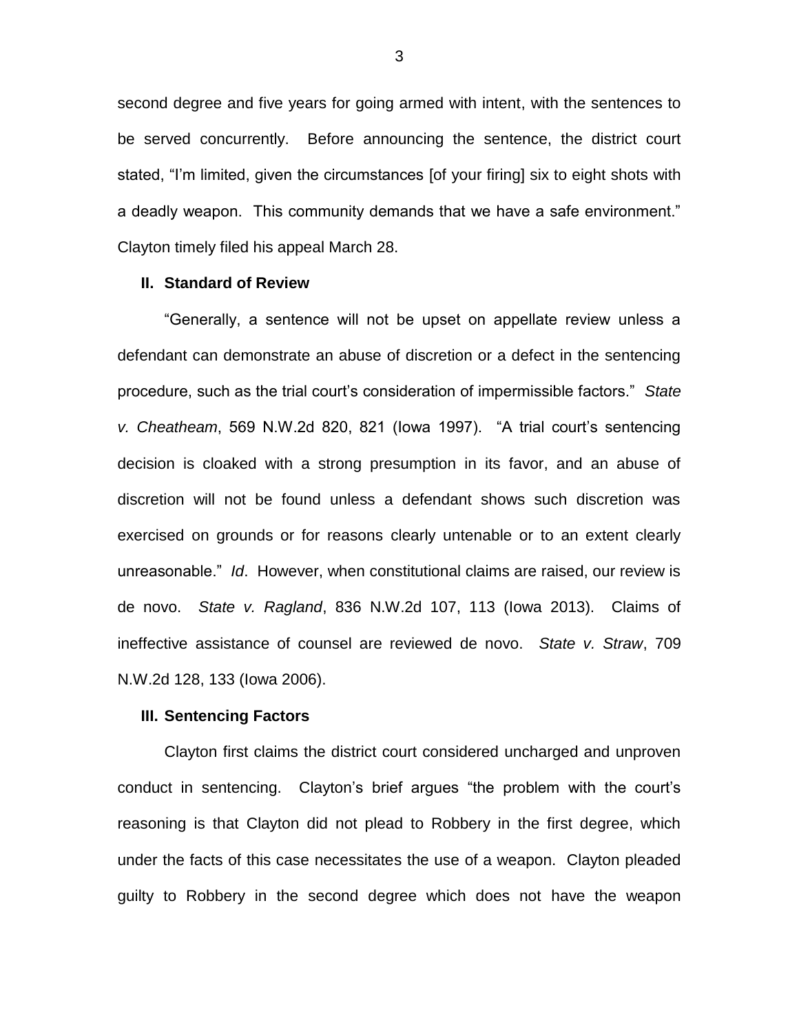second degree and five years for going armed with intent, with the sentences to be served concurrently. Before announcing the sentence, the district court stated, "I'm limited, given the circumstances [of your firing] six to eight shots with a deadly weapon. This community demands that we have a safe environment." Clayton timely filed his appeal March 28.

## II. Standard of Review

"Generally, a sentence will not be upset on appellate review unless a defendant can demonstrate an abuse of discretion or a defect in the sentencing procedure, such as the trial court's consideration of impermissible factors." *State v. Cheatheam*, 569 N.W.2d 820, 821 (Iowa 1997). "A trial court's sentencing decision is cloaked with a strong presumption in its favor, and an abuse of discretion will not be found unless a defendant shows such discretion was exercised on grounds or for reasons clearly untenable or to an extent clearly unreasonable." *Id*. However, when constitutional claims are raised, our review is de novo. *State v. Ragland*, 836 N.W.2d 107, 113 (Iowa 2013). Claims of ineffective assistance of counsel are reviewed de novo. *State v. Straw*, 709 N.W.2d 128, 133 (Iowa 2006).

## III. Sentencing Factors

Clayton first claims the district court considered uncharged and unproven conduct in sentencing. Clayton's brief argues "the problem with the court's reasoning is that Clayton did not plead to Robbery in the first degree, which under the facts of this case necessitates the use of a weapon. Clayton pleaded guilty to Robbery in the second degree which does not have the weapon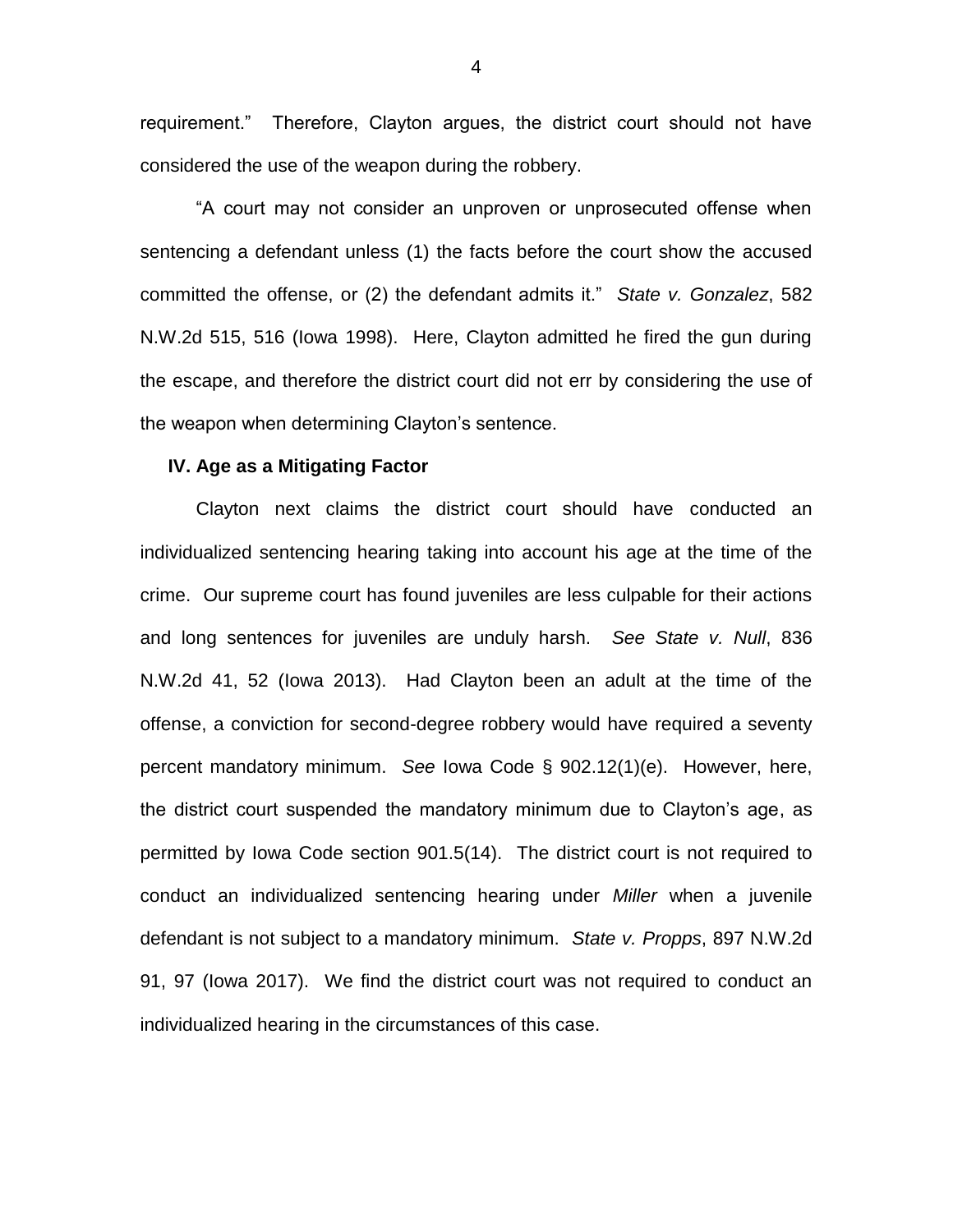requirement." Therefore, Clayton argues, the district court should not have considered the use of the weapon during the robbery.

"A court may not consider an unproven or unprosecuted offense when sentencing a defendant unless (1) the facts before the court show the accused committed the offense, or (2) the defendant admits it." *State v. Gonzalez*, 582 N.W.2d 515, 516 (Iowa 1998). Here, Clayton admitted he fired the gun during the escape, and therefore the district court did not err by considering the use of the weapon when determining Clayton's sentence.

### IV. Age as a Mitigating Factor

Clayton next claims the district court should have conducted an individualized sentencing hearing taking into account his age at the time of the crime. Our supreme court has found juveniles are less culpable for their actions and long sentences for juveniles are unduly harsh. *See State v. Null*, 836 N.W.2d 41, 52 (Iowa 2013). Had Clayton been an adult at the time of the offense, a conviction for second-degree robbery would have required a seventy percent mandatory minimum. *See* Iowa Code § 902.12(1)(e). However, here, the district court suspended the mandatory minimum due to Clayton's age, as permitted by Iowa Code section 901.5(14). The district court is not required to conduct an individualized sentencing hearing under *Miller* when a juvenile defendant is not subject to a mandatory minimum. *State v. Propps*, 897 N.W.2d 91, 97 (Iowa 2017). We find the district court was not required to conduct an individualized hearing in the circumstances of this case.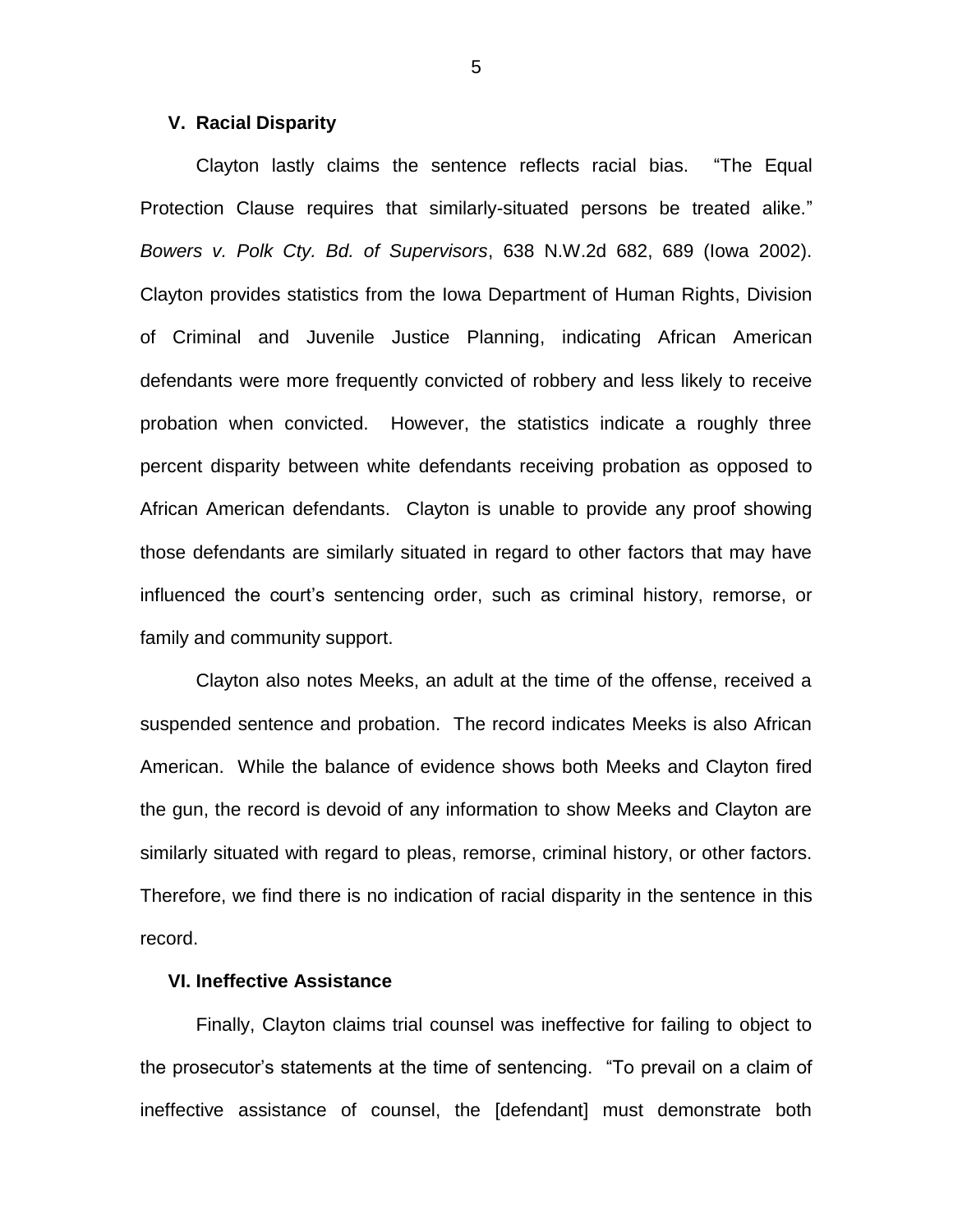### V. Racial Disparity

Clayton lastly claims the sentence reflects racial bias. "The Equal Protection Clause requires that similarly-situated persons be treated alike." *Bowers v. Polk Cty. Bd. of Supervisors*, 638 N.W.2d 682, 689 (Iowa 2002). Clayton provides statistics from the Iowa Department of Human Rights, Division of Criminal and Juvenile Justice Planning, indicating African American defendants were more frequently convicted of robbery and less likely to receive probation when convicted. However, the statistics indicate a roughly three percent disparity between white defendants receiving probation as opposed to African American defendants. Clayton is unable to provide any proof showing those defendants are similarly situated in regard to other factors that may have influenced the court's sentencing order, such as criminal history, remorse, or family and community support.

Clayton also notes Meeks, an adult at the time of the offense, received a suspended sentence and probation. The record indicates Meeks is also African American. While the balance of evidence shows both Meeks and Clayton fired the gun, the record is devoid of any information to show Meeks and Clayton are similarly situated with regard to pleas, remorse, criminal history, or other factors. Therefore, we find there is no indication of racial disparity in the sentence in this record.

### VI. Ineffective Assistance

Finally, Clayton claims trial counsel was ineffective for failing to object to the prosecutor's statements at the time of sentencing. "To prevail on a claim of ineffective assistance of counsel, the [defendant] must demonstrate both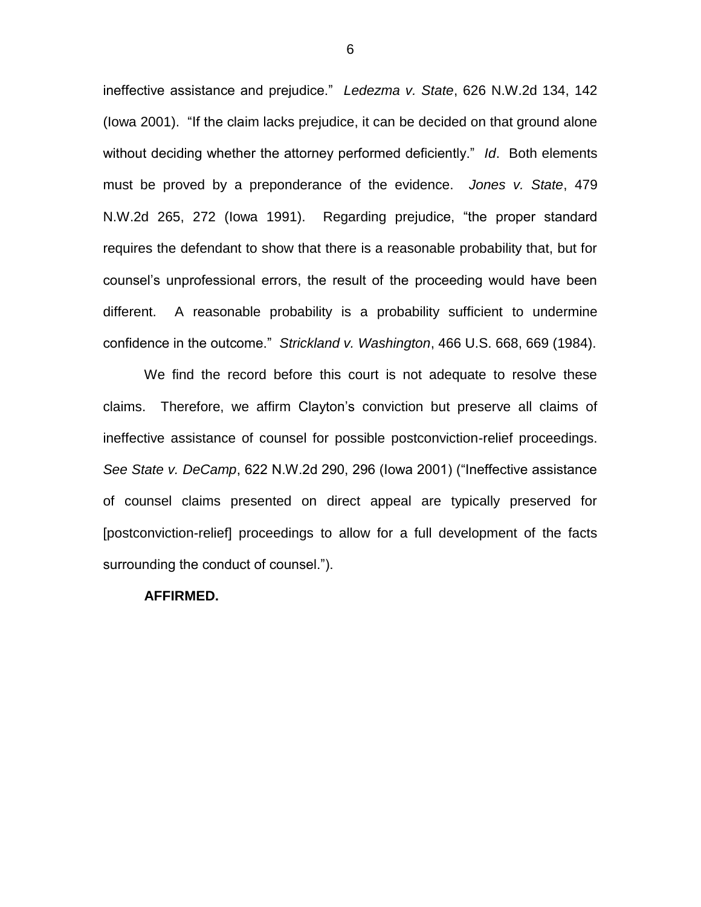ineffective assistance and prejudice." *Ledezma v. State*, 626 N.W.2d 134, 142 (Iowa 2001). "If the claim lacks prejudice, it can be decided on that ground alone without deciding whether the attorney performed deficiently." *Id*. Both elements must be proved by a preponderance of the evidence. *Jones v. State*, 479 N.W.2d 265, 272 (Iowa 1991). Regarding prejudice, "the proper standard requires the defendant to show that there is a reasonable probability that, but for counsel's unprofessional errors, the result of the proceeding would have been different. A reasonable probability is a probability sufficient to undermine confidence in the outcome." *Strickland v. Washington*, 466 U.S. 668, 669 (1984).

We find the record before this court is not adequate to resolve these claims. Therefore, we affirm Clayton's conviction but preserve all claims of ineffective assistance of counsel for possible postconviction-relief proceedings. *See State v. DeCamp*, 622 N.W.2d 290, 296 (Iowa 2001) ("Ineffective assistance of counsel claims presented on direct appeal are typically preserved for [postconviction-relief] proceedings to allow for a full development of the facts surrounding the conduct of counsel.").

**AFFIRMED.**